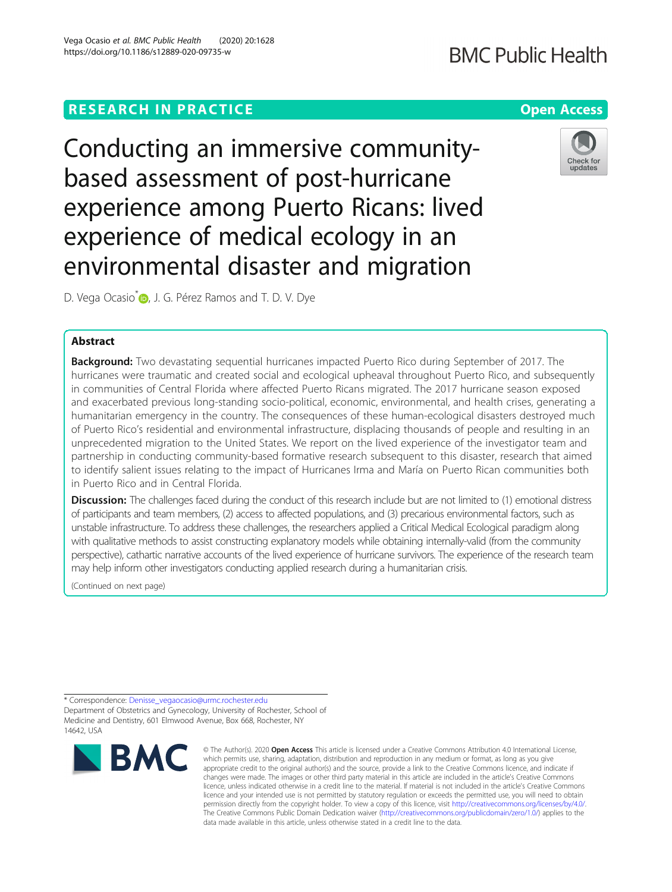RESEARCH IN PRACTICE

Open Access

# Conducting an immersive community-based assessment of post-hurricane experience among Puerto Ricans: lived experience of medical ecology in an environmental disaster and migration

D. Vega Ocasio*, J. G. Pérez Ramos and T. D. V. Dye

## Abstract

**Background:** Two devastating sequential hurricanes impacted Puerto Rico during September of 2017. The hurricanes were traumatic and created social and ecological upheaval throughout Puerto Rico, and subsequently in communities of Central Florida where affected Puerto Ricans migrated. The 2017 hurricane season exposed and exacerbated previous long-standing socio-political, economic, environmental, and health crises, generating a humanitarian emergency in the country. The consequences of these human-ecological disasters destroyed much of Puerto Rico's residential and environmental infrastructure, displacing thousands of people and resulting in an unprecedented migration to the United States. We report on the lived experience of the investigator team and partnership in conducting community-based formative research subsequent to this disaster, research that aimed to identify salient issues relating to the impact of Hurricanes Irma and María on Puerto Rican communities both in Puerto Rico and in Central Florida.

**Discussion:** The challenges faced during the conduct of this research include but are not limited to (1) emotional distress of participants and team members, (2) access to affected populations, and (3) precarious environmental factors, such as unstable infrastructure. To address these challenges, the researchers applied a Critical Medical Ecological paradigm along with qualitative methods to assist constructing explanatory models while obtaining internally-valid (from the community perspective), cathartic narrative accounts of the lived experience of hurricane survivors. The experience of the research team may help inform other investigators conducting applied research during a humanitarian crisis.

(Continued on next page)

* Correspondence: Denisse_vegaocasio@urmc.rochester.edu
Department of Obstetrics and Gynecology, University of Rochester, School of Medicine and Dentistry, 601 Elmwood Avenue, Box 668, Rochester, NY 14642, USA

© The Author(s). 2020 **Open Access** This article is licensed under a Creative Commons Attribution 4.0 International License, which permits use, sharing, adaptation, distribution and reproduction in any medium or format, as long as you give appropriate credit to the original author(s) and the source, provide a link to the Creative Commons licence, and indicate if changes were made. The images or other third party material in this article are included in the article's Creative Commons licence, unless indicated otherwise in a credit line to the material. If material is not included in the article's Creative Commons licence and your intended use is not permitted by statutory regulation or exceeds the permitted use, you will need to obtain permission directly from the copyright holder. To view a copy of this licence, visit http://creativecommons.org/licenses/by/4.0/. The Creative Commons Public Domain Dedication waiver (http://creativecommons.org/publicdomain/zero/1.0/) applies to the data made available in this article, unless otherwise stated in a credit line to the data.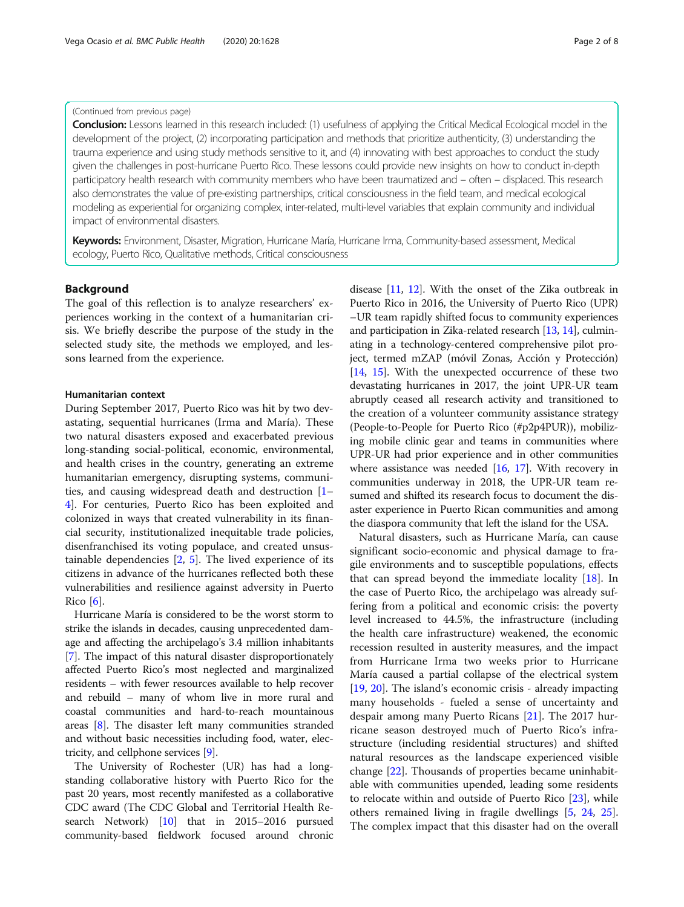(Continued from previous page)

**Conclusion:** Lessons learned in this research included: (1) usefulness of applying the Critical Medical Ecological model in the development of the project, (2) incorporating participation and methods that prioritize authenticity, (3) understanding the trauma experience and using study methods sensitive to it, and (4) innovating with best approaches to conduct the study given the challenges in post-hurricane Puerto Rico. These lessons could provide new insights on how to conduct in-depth participatory health research with community members who have been traumatized and – often – displaced. This research also demonstrates the value of pre-existing partnerships, critical consciousness in the field team, and medical ecological modeling as experiential for organizing complex, inter-related, multi-level variables that explain community and individual impact of environmental disasters.

**Keywords:** Environment, Disaster, Migration, Hurricane María, Hurricane Irma, Community-based assessment, Medical ecology, Puerto Rico, Qualitative methods, Critical consciousness

## Background

The goal of this reflection is to analyze researchers' experiences working in the context of a humanitarian crisis. We briefly describe the purpose of the study in the selected study site, the methods we employed, and lessons learned from the experience.

### Humanitarian context

During September 2017, Puerto Rico was hit by two devastating, sequential hurricanes (Irma and María). These two natural disasters exposed and exacerbated previous long-standing social-political, economic, environmental, and health crises in the country, generating an extreme humanitarian emergency, disrupting systems, communities, and causing widespread death and destruction [1–4]. For centuries, Puerto Rico has been exploited and colonized in ways that created vulnerability in its financial security, institutionalized inequitable trade policies, disenfranchised its voting populace, and created unsustainable dependencies [2, 5]. The lived experience of its citizens in advance of the hurricanes reflected both these vulnerabilities and resilience against adversity in Puerto Rico [6].

Hurricane María is considered to be the worst storm to strike the islands in decades, causing unprecedented damage and affecting the archipelago's 3.4 million inhabitants [7]. The impact of this natural disaster disproportionately affected Puerto Rico's most neglected and marginalized residents – with fewer resources available to help recover and rebuild – many of whom live in more rural and coastal communities and hard-to-reach mountainous areas [8]. The disaster left many communities stranded and without basic necessities including food, water, electricity, and cellphone services [9].

The University of Rochester (UR) has had a long-standing collaborative history with Puerto Rico for the past 20 years, most recently manifested as a collaborative CDC award (The CDC Global and Territorial Health Research Network) [10] that in 2015–2016 pursued community-based fieldwork focused around chronic disease [11, 12]. With the onset of the Zika outbreak in Puerto Rico in 2016, the University of Puerto Rico (UPR)–UR team rapidly shifted focus to community experiences and participation in Zika-related research [13, 14], culminating in a technology-centered comprehensive pilot project, termed mZAP (móvil Zonas, Acción y Protección) [14, 15]. With the unexpected occurrence of these two devastating hurricanes in 2017, the joint UPR-UR team abruptly ceased all research activity and transitioned to the creation of a volunteer community assistance strategy (People-to-People for Puerto Rico (#p2p4PUR)), mobilizing mobile clinic gear and teams in communities where UPR-UR had prior experience and in other communities where assistance was needed [16, 17]. With recovery in communities underway in 2018, the UPR-UR team resumed and shifted its research focus to document the disaster experience in Puerto Rican communities and among the diaspora community that left the island for the USA.

Natural disasters, such as Hurricane María, can cause significant socio-economic and physical damage to fragile environments and to susceptible populations, effects that can spread beyond the immediate locality [18]. In the case of Puerto Rico, the archipelago was already suffering from a political and economic crisis: the poverty level increased to 44.5%, the infrastructure (including the health care infrastructure) weakened, the economic recession resulted in austerity measures, and the impact from Hurricane Irma two weeks prior to Hurricane María caused a partial collapse of the electrical system [19, 20]. The island's economic crisis - already impacting many households - fueled a sense of uncertainty and despair among many Puerto Ricans [21]. The 2017 hurricane season destroyed much of Puerto Rico's infrastructure (including residential structures) and shifted natural resources as the landscape experienced visible change [22]. Thousands of properties became uninhabitable with communities upended, leading some residents to relocate within and outside of Puerto Rico [23], while others remained living in fragile dwellings [5, 24, 25]. The complex impact that this disaster had on the overall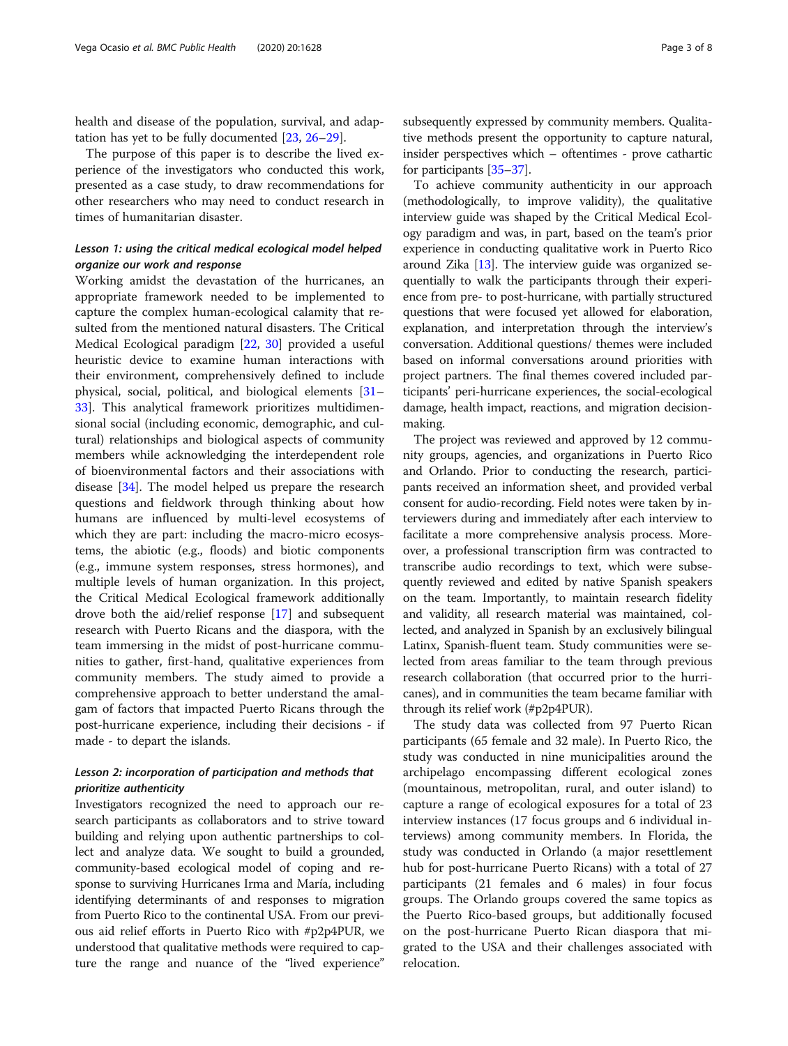health and disease of the population, survival, and adaptation has yet to be fully documented [23, 26–29].

The purpose of this paper is to describe the lived experience of the investigators who conducted this work, presented as a case study, to draw recommendations for other researchers who may need to conduct research in times of humanitarian disaster.

### *Lesson 1: using the critical medical ecological model helped organize our work and response*

Working amidst the devastation of the hurricanes, an appropriate framework needed to be implemented to capture the complex human-ecological calamity that resulted from the mentioned natural disasters. The Critical Medical Ecological paradigm [22, 30] provided a useful heuristic device to examine human interactions with their environment, comprehensively defined to include physical, social, political, and biological elements [31–33]. This analytical framework prioritizes multidimensional social (including economic, demographic, and cultural) relationships and biological aspects of community members while acknowledging the interdependent role of bioenvironmental factors and their associations with disease [34]. The model helped us prepare the research questions and fieldwork through thinking about how humans are influenced by multi-level ecosystems of which they are part: including the macro-micro ecosystems, the abiotic (e.g., floods) and biotic components (e.g., immune system responses, stress hormones), and multiple levels of human organization. In this project, the Critical Medical Ecological framework additionally drove both the aid/relief response [17] and subsequent research with Puerto Ricans and the diaspora, with the team immersing in the midst of post-hurricane communities to gather, first-hand, qualitative experiences from community members. The study aimed to provide a comprehensive approach to better understand the amalgam of factors that impacted Puerto Ricans through the post-hurricane experience, including their decisions - if made - to depart the islands.

### *Lesson 2: incorporation of participation and methods that prioritize authenticity*

Investigators recognized the need to approach our research participants as collaborators and to strive toward building and relying upon authentic partnerships to collect and analyze data. We sought to build a grounded, community-based ecological model of coping and response to surviving Hurricanes Irma and María, including identifying determinants of and responses to migration from Puerto Rico to the continental USA. From our previous aid relief efforts in Puerto Rico with #p2p4PUR, we understood that qualitative methods were required to capture the range and nuance of the "lived experience" subsequently expressed by community members. Qualitative methods present the opportunity to capture natural, insider perspectives which – oftentimes - prove cathartic for participants [35–37].

To achieve community authenticity in our approach (methodologically, to improve validity), the qualitative interview guide was shaped by the Critical Medical Ecology paradigm and was, in part, based on the team's prior experience in conducting qualitative work in Puerto Rico around Zika [13]. The interview guide was organized sequentially to walk the participants through their experience from pre- to post-hurricane, with partially structured questions that were focused yet allowed for elaboration, explanation, and interpretation through the interview's conversation. Additional questions/ themes were included based on informal conversations around priorities with project partners. The final themes covered included participants' peri-hurricane experiences, the social-ecological damage, health impact, reactions, and migration decision-making.

The project was reviewed and approved by 12 community groups, agencies, and organizations in Puerto Rico and Orlando. Prior to conducting the research, participants received an information sheet, and provided verbal consent for audio-recording. Field notes were taken by interviewers during and immediately after each interview to facilitate a more comprehensive analysis process. Moreover, a professional transcription firm was contracted to transcribe audio recordings to text, which were subsequently reviewed and edited by native Spanish speakers on the team. Importantly, to maintain research fidelity and validity, all research material was maintained, collected, and analyzed in Spanish by an exclusively bilingual Latinx, Spanish-fluent team. Study communities were selected from areas familiar to the team through previous research collaboration (that occurred prior to the hurricanes), and in communities the team became familiar with through its relief work (#p2p4PUR).

The study data was collected from 97 Puerto Rican participants (65 female and 32 male). In Puerto Rico, the study was conducted in nine municipalities around the archipelago encompassing different ecological zones (mountainous, metropolitan, rural, and outer island) to capture a range of ecological exposures for a total of 23 interview instances (17 focus groups and 6 individual interviews) among community members. In Florida, the study was conducted in Orlando (a major resettlement hub for post-hurricane Puerto Ricans) with a total of 27 participants (21 females and 6 males) in four focus groups. The Orlando groups covered the same topics as the Puerto Rico-based groups, but additionally focused on the post-hurricane Puerto Rican diaspora that migrated to the USA and their challenges associated with relocation.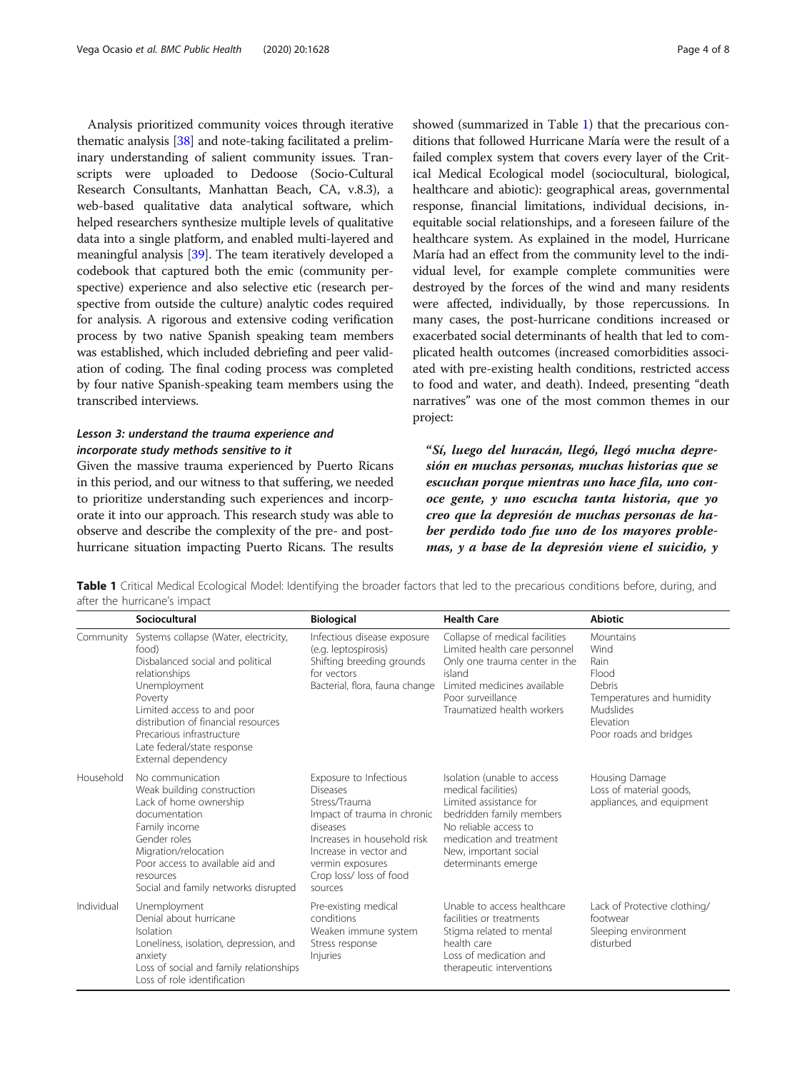Analysis prioritized community voices through iterative thematic analysis [38] and note-taking facilitated a preliminary understanding of salient community issues. Transcripts were uploaded to Dedoose (Socio-Cultural Research Consultants, Manhattan Beach, CA, v.8.3), a web-based qualitative data analytical software, which helped researchers synthesize multiple levels of qualitative data into a single platform, and enabled multi-layered and meaningful analysis [39]. The team iteratively developed a codebook that captured both the emic (community perspective) experience and also selective etic (research perspective from outside the culture) analytic codes required for analysis. A rigorous and extensive coding verification process by two native Spanish speaking team members was established, which included debriefing and peer validation of coding. The final coding process was completed by four native Spanish-speaking team members using the transcribed interviews.

### *Lesson 3: understand the trauma experience and incorporate study methods sensitive to it*

Given the massive trauma experienced by Puerto Ricans in this period, and our witness to that suffering, we needed to prioritize understanding such experiences and incorporate it into our approach. This research study was able to observe and describe the complexity of the pre- and post-hurricane situation impacting Puerto Ricans. The results showed (summarized in Table 1) that the precarious conditions that followed Hurricane María were the result of a failed complex system that covers every layer of the Critical Medical Ecological model (sociocultural, biological, healthcare and abiotic): geographical areas, governmental response, financial limitations, individual decisions, inequitable social relationships, and a foreseen failure of the healthcare system. As explained in the model, Hurricane María had an effect from the community level to the individual level, for example complete communities were destroyed by the forces of the wind and many residents were affected, individually, by those repercussions. In many cases, the post-hurricane conditions increased or exacerbated social determinants of health that led to complicated health outcomes (increased comorbidities associated with pre-existing health conditions, restricted access to food and water, and death). Indeed, presenting "death narratives" was one of the most common themes in our project:

> ***"Sí, luego del huracán, llegó, llegó mucha depresión en muchas personas, muchas historias que se escuchan porque mientras uno hace fila, uno conoce gente, y uno escucha tanta historia, que yo creo que la depresión de muchas personas de haber perdido todo fue uno de los mayores problemas, y a base de la depresión viene el suicidio, y***

**Table 1** Critical Medical Ecological Model: Identifying the broader factors that led to the precarious conditions before, during, and after the hurricane's impact

| | Sociocultural | Biological | Health Care | Abiotic |
|---|---|---|---|---|
| Community | Systems collapse (Water, electricity, food)<br>Disbalanced social and political relationships<br>Unemployment<br>Poverty<br>Limited access to and poor distribution of financial resources<br>Precarious infrastructure<br>Late federal/state response<br>External dependency | Infectious disease exposure (e.g. leptospirosis)<br>Shifting breeding grounds for vectors<br>Bacterial, flora, fauna change | Collapse of medical facilities<br>Limited health care personnel<br>Only one trauma center in the island<br>Limited medicines available<br>Poor surveillance<br>Traumatized health workers | Mountains<br>Wind<br>Rain<br>Flood<br>Debris<br>Temperatures and humidity<br>Mudslides<br>Elevation<br>Poor roads and bridges |
| Household | No communication<br>Weak building construction<br>Lack of home ownership documentation<br>Family income<br>Gender roles<br>Migration/relocation<br>Poor access to available aid and resources<br>Social and family networks disrupted | Exposure to Infectious Diseases<br>Stress/Trauma<br>Impact of trauma in chronic diseases<br>Increases in household risk<br>Increase in vector and vermin exposures<br>Crop loss/ loss of food sources | Isolation (unable to access medical facilities)<br>Limited assistance for bedridden family members<br>No reliable access to medication and treatment<br>New, important social determinants emerge | Housing Damage<br>Loss of material goods, appliances, and equipment |
| Individual | Unemployment<br>Denial about hurricane<br>Isolation<br>Loneliness, isolation, depression, and anxiety<br>Loss of social and family relationships<br>Loss of role identification | Pre-existing medical conditions<br>Weaken immune system<br>Stress response<br>Injuries | Unable to access healthcare facilities or treatments<br>Stigma related to mental health care<br>Loss of medication and therapeutic interventions | Lack of Protective clothing/ footwear<br>Sleeping environment disturbed |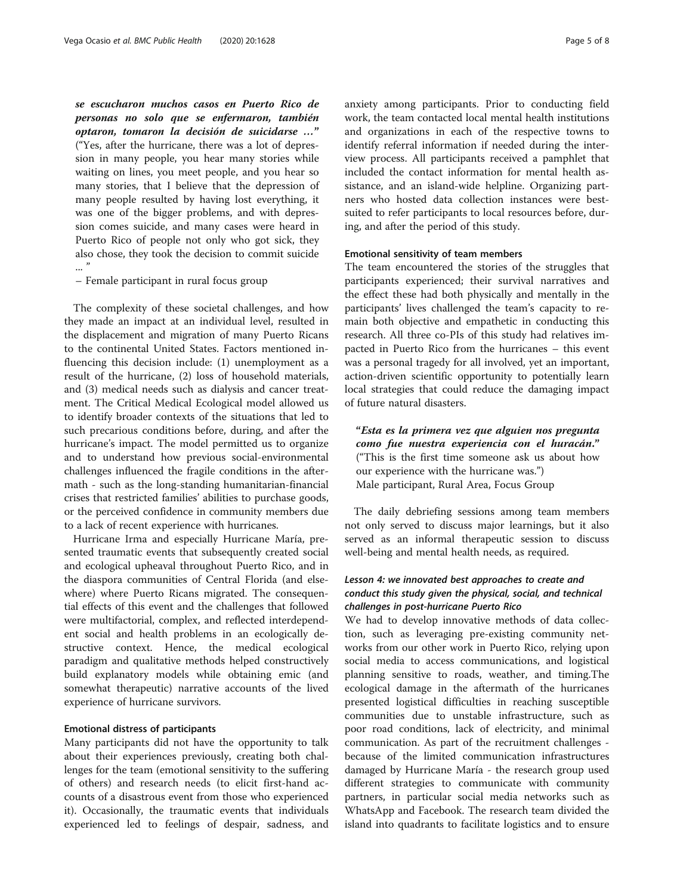***se escucharon muchos casos en Puerto Rico de personas no solo que se enfermaron, también optaron, tomaron la decisión de suicidarse …"*** ("Yes, after the hurricane, there was a lot of depression in many people, you hear many stories while waiting on lines, you meet people, and you hear so many stories, that I believe that the depression of many people resulted by having lost everything, it was one of the bigger problems, and with depression comes suicide, and many cases were heard in Puerto Rico of people not only who got sick, they also chose, they took the decision to commit suicide … "

– Female participant in rural focus group

The complexity of these societal challenges, and how they made an impact at an individual level, resulted in the displacement and migration of many Puerto Ricans to the continental United States. Factors mentioned influencing this decision include: (1) unemployment as a result of the hurricane, (2) loss of household materials, and (3) medical needs such as dialysis and cancer treatment. The Critical Medical Ecological model allowed us to identify broader contexts of the situations that led to such precarious conditions before, during, and after the hurricane's impact. The model permitted us to organize and to understand how previous social-environmental challenges influenced the fragile conditions in the aftermath - such as the long-standing humanitarian-financial crises that restricted families' abilities to purchase goods, or the perceived confidence in community members due to a lack of recent experience with hurricanes.

Hurricane Irma and especially Hurricane María, presented traumatic events that subsequently created social and ecological upheaval throughout Puerto Rico, and in the diaspora communities of Central Florida (and elsewhere) where Puerto Ricans migrated. The consequential effects of this event and the challenges that followed were multifactorial, complex, and reflected interdependent social and health problems in an ecologically destructive context. Hence, the medical ecological paradigm and qualitative methods helped constructively build explanatory models while obtaining emic (and somewhat therapeutic) narrative accounts of the lived experience of hurricane survivors.

#### Emotional distress of participants

Many participants did not have the opportunity to talk about their experiences previously, creating both challenges for the team (emotional sensitivity to the suffering of others) and research needs (to elicit first-hand accounts of a disastrous event from those who experienced it). Occasionally, the traumatic events that individuals experienced led to feelings of despair, sadness, and anxiety among participants. Prior to conducting field work, the team contacted local mental health institutions and organizations in each of the respective towns to identify referral information if needed during the interview process. All participants received a pamphlet that included the contact information for mental health assistance, and an island-wide helpline. Organizing partners who hosted data collection instances were best-suited to refer participants to local resources before, during, and after the period of this study.

#### Emotional sensitivity of team members

The team encountered the stories of the struggles that participants experienced; their survival narratives and the effect these had both physically and mentally in the participants' lives challenged the team's capacity to remain both objective and empathetic in conducting this research. All three co-PIs of this study had relatives impacted in Puerto Rico from the hurricanes – this event was a personal tragedy for all involved, yet an important, action-driven scientific opportunity to potentially learn local strategies that could reduce the damaging impact of future natural disasters.

> ***"Esta es la primera vez que alguien nos pregunta como fue nuestra experiencia con el huracán."*** ("This is the first time someone ask us about how our experience with the hurricane was.")
> Male participant, Rural Area, Focus Group

The daily debriefing sessions among team members not only served to discuss major learnings, but it also served as an informal therapeutic session to discuss well-being and mental health needs, as required.

### *Lesson 4: we innovated best approaches to create and conduct this study given the physical, social, and technical challenges in post-hurricane Puerto Rico*

We had to develop innovative methods of data collection, such as leveraging pre-existing community networks from our other work in Puerto Rico, relying upon social media to access communications, and logistical planning sensitive to roads, weather, and timing.The ecological damage in the aftermath of the hurricanes presented logistical difficulties in reaching susceptible communities due to unstable infrastructure, such as poor road conditions, lack of electricity, and minimal communication. As part of the recruitment challenges - because of the limited communication infrastructures damaged by Hurricane María - the research group used different strategies to communicate with community partners, in particular social media networks such as WhatsApp and Facebook. The research team divided the island into quadrants to facilitate logistics and to ensure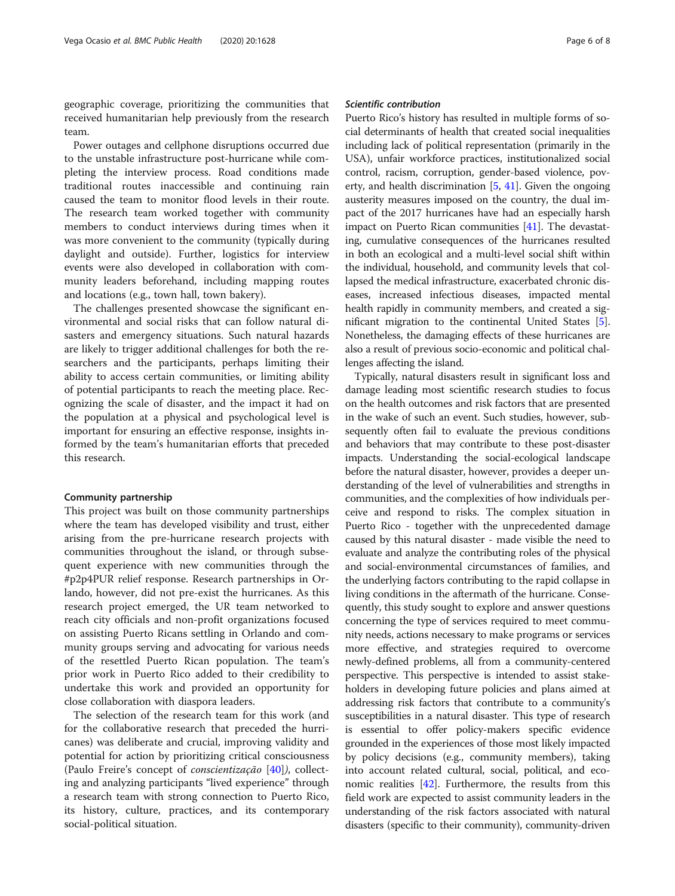geographic coverage, prioritizing the communities that received humanitarian help previously from the research team.

Power outages and cellphone disruptions occurred due to the unstable infrastructure post-hurricane while completing the interview process. Road conditions made traditional routes inaccessible and continuing rain caused the team to monitor flood levels in their route. The research team worked together with community members to conduct interviews during times when it was more convenient to the community (typically during daylight and outside). Further, logistics for interview events were also developed in collaboration with community leaders beforehand, including mapping routes and locations (e.g., town hall, town bakery).

The challenges presented showcase the significant environmental and social risks that can follow natural disasters and emergency situations. Such natural hazards are likely to trigger additional challenges for both the researchers and the participants, perhaps limiting their ability to access certain communities, or limiting ability of potential participants to reach the meeting place. Recognizing the scale of disaster, and the impact it had on the population at a physical and psychological level is important for ensuring an effective response, insights informed by the team's humanitarian efforts that preceded this research.

#### Community partnership

This project was built on those community partnerships where the team has developed visibility and trust, either arising from the pre-hurricane research projects with communities throughout the island, or through subsequent experience with new communities through the #p2p4PUR relief response. Research partnerships in Orlando, however, did not pre-exist the hurricanes. As this research project emerged, the UR team networked to reach city officials and non-profit organizations focused on assisting Puerto Ricans settling in Orlando and community groups serving and advocating for various needs of the resettled Puerto Rican population. The team's prior work in Puerto Rico added to their credibility to undertake this work and provided an opportunity for close collaboration with diaspora leaders.

The selection of the research team for this work (and for the collaborative research that preceded the hurricanes) was deliberate and crucial, improving validity and potential for action by prioritizing critical consciousness (Paulo Freire's concept of *conscientização* [40]), collecting and analyzing participants "lived experience" through a research team with strong connection to Puerto Rico, its history, culture, practices, and its contemporary social-political situation.

#### *Scientific contribution*

Puerto Rico's history has resulted in multiple forms of social determinants of health that created social inequalities including lack of political representation (primarily in the USA), unfair workforce practices, institutionalized social control, racism, corruption, gender-based violence, poverty, and health discrimination [5, 41]. Given the ongoing austerity measures imposed on the country, the dual impact of the 2017 hurricanes have had an especially harsh impact on Puerto Rican communities [41]. The devastating, cumulative consequences of the hurricanes resulted in both an ecological and a multi-level social shift within the individual, household, and community levels that collapsed the medical infrastructure, exacerbated chronic diseases, increased infectious diseases, impacted mental health rapidly in community members, and created a significant migration to the continental United States [5]. Nonetheless, the damaging effects of these hurricanes are also a result of previous socio-economic and political challenges affecting the island.

Typically, natural disasters result in significant loss and damage leading most scientific research studies to focus on the health outcomes and risk factors that are presented in the wake of such an event. Such studies, however, subsequently often fail to evaluate the previous conditions and behaviors that may contribute to these post-disaster impacts. Understanding the social-ecological landscape before the natural disaster, however, provides a deeper understanding of the level of vulnerabilities and strengths in communities, and the complexities of how individuals perceive and respond to risks. The complex situation in Puerto Rico - together with the unprecedented damage caused by this natural disaster - made visible the need to evaluate and analyze the contributing roles of the physical and social-environmental circumstances of families, and the underlying factors contributing to the rapid collapse in living conditions in the aftermath of the hurricane. Consequently, this study sought to explore and answer questions concerning the type of services required to meet community needs, actions necessary to make programs or services more effective, and strategies required to overcome newly-defined problems, all from a community-centered perspective. This perspective is intended to assist stakeholders in developing future policies and plans aimed at addressing risk factors that contribute to a community's susceptibilities in a natural disaster. This type of research is essential to offer policy-makers specific evidence grounded in the experiences of those most likely impacted by policy decisions (e.g., community members), taking into account related cultural, social, political, and economic realities [42]. Furthermore, the results from this field work are expected to assist community leaders in the understanding of the risk factors associated with natural disasters (specific to their community), community-driven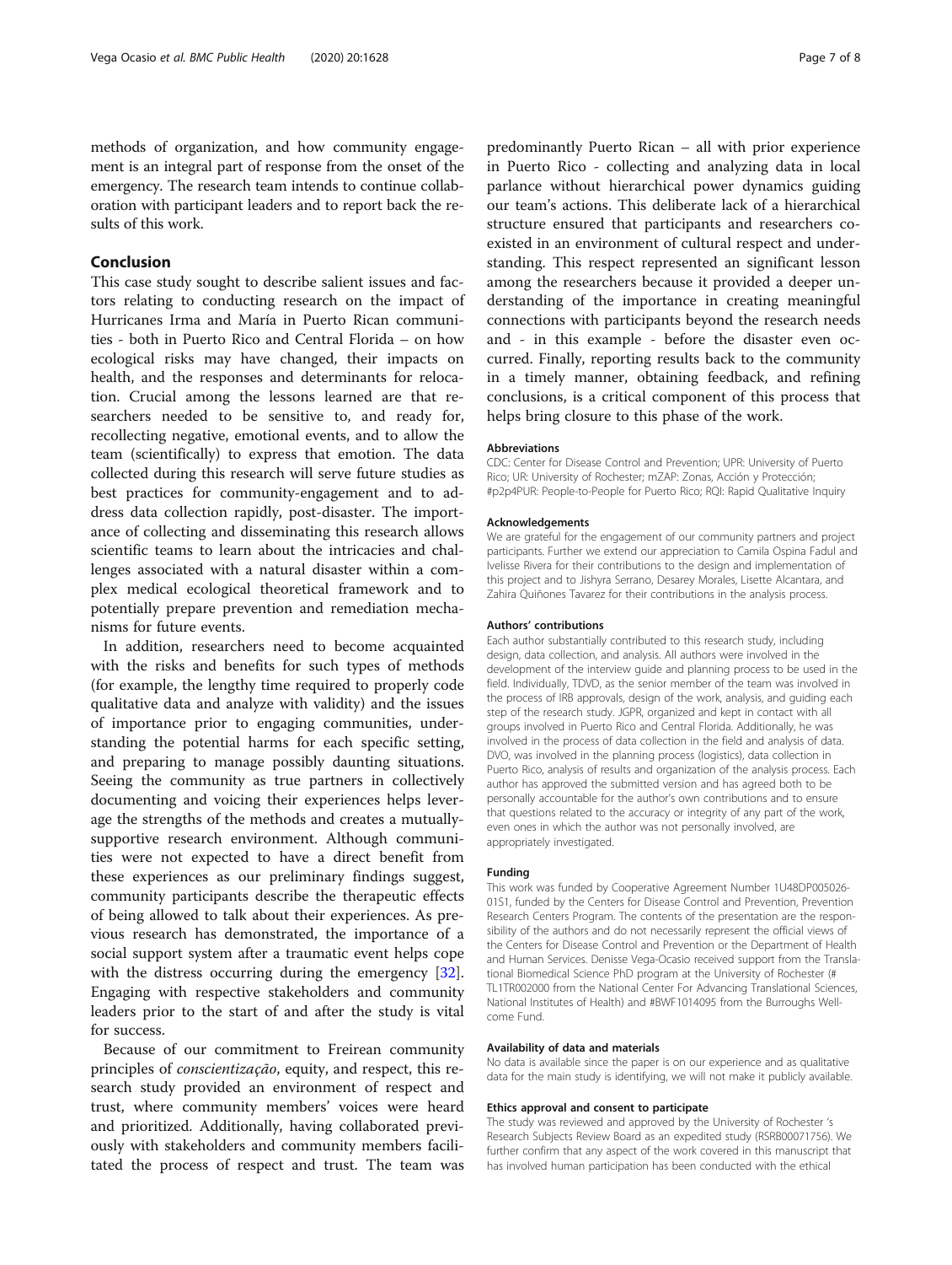methods of organization, and how community engagement is an integral part of response from the onset of the emergency. The research team intends to continue collaboration with participant leaders and to report back the results of this work.

## Conclusion

This case study sought to describe salient issues and factors relating to conducting research on the impact of Hurricanes Irma and María in Puerto Rican communities - both in Puerto Rico and Central Florida – on how ecological risks may have changed, their impacts on health, and the responses and determinants for relocation. Crucial among the lessons learned are that researchers needed to be sensitive to, and ready for, recollecting negative, emotional events, and to allow the team (scientifically) to express that emotion. The data collected during this research will serve future studies as best practices for community-engagement and to address data collection rapidly, post-disaster. The importance of collecting and disseminating this research allows scientific teams to learn about the intricacies and challenges associated with a natural disaster within a complex medical ecological theoretical framework and to potentially prepare prevention and remediation mechanisms for future events.

In addition, researchers need to become acquainted with the risks and benefits for such types of methods (for example, the lengthy time required to properly code qualitative data and analyze with validity) and the issues of importance prior to engaging communities, understanding the potential harms for each specific setting, and preparing to manage possibly daunting situations. Seeing the community as true partners in collectively documenting and voicing their experiences helps leverage the strengths of the methods and creates a mutually-supportive research environment. Although communities were not expected to have a direct benefit from these experiences as our preliminary findings suggest, community participants describe the therapeutic effects of being allowed to talk about their experiences. As previous research has demonstrated, the importance of a social support system after a traumatic event helps cope with the distress occurring during the emergency [32]. Engaging with respective stakeholders and community leaders prior to the start of and after the study is vital for success.

Because of our commitment to Freirean community principles of *conscientização*, equity, and respect, this research study provided an environment of respect and trust, where community members' voices were heard and prioritized. Additionally, having collaborated previously with stakeholders and community members facilitated the process of respect and trust. The team was predominantly Puerto Rican – all with prior experience in Puerto Rico - collecting and analyzing data in local parlance without hierarchical power dynamics guiding our team's actions. This deliberate lack of a hierarchical structure ensured that participants and researchers co-existed in an environment of cultural respect and understanding. This respect represented an significant lesson among the researchers because it provided a deeper understanding of the importance in creating meaningful connections with participants beyond the research needs and - in this example - before the disaster even occurred. Finally, reporting results back to the community in a timely manner, obtaining feedback, and refining conclusions, is a critical component of this process that helps bring closure to this phase of the work.

#### Abbreviations

CDC: Center for Disease Control and Prevention; UPR: University of Puerto Rico; UR: University of Rochester; mZAP: Zonas, Acción y Protección; #p2p4PUR: People-to-People for Puerto Rico; RQI: Rapid Qualitative Inquiry

#### Acknowledgements

We are grateful for the engagement of our community partners and project participants. Further we extend our appreciation to Camila Ospina Fadul and Ivelisse Rivera for their contributions to the design and implementation of this project and to Jishyra Serrano, Desarey Morales, Lisette Alcantara, and Zahira Quiñones Tavarez for their contributions in the analysis process.

#### Authors' contributions

Each author substantially contributed to this research study, including design, data collection, and analysis. All authors were involved in the development of the interview guide and planning process to be used in the field. Individually, TDVD, as the senior member of the team was involved in the process of IRB approvals, design of the work, analysis, and guiding each step of the research study. JGPR, organized and kept in contact with all groups involved in Puerto Rico and Central Florida. Additionally, he was involved in the process of data collection in the field and analysis of data. DVO, was involved in the planning process (logistics), data collection in Puerto Rico, analysis of results and organization of the analysis process. Each author has approved the submitted version and has agreed both to be personally accountable for the author's own contributions and to ensure that questions related to the accuracy or integrity of any part of the work, even ones in which the author was not personally involved, are appropriately investigated.

#### Funding

This work was funded by Cooperative Agreement Number 1U48DP005026-01S1, funded by the Centers for Disease Control and Prevention, Prevention Research Centers Program. The contents of the presentation are the responsibility of the authors and do not necessarily represent the official views of the Centers for Disease Control and Prevention or the Department of Health and Human Services. Denisse Vega-Ocasio received support from the Translational Biomedical Science PhD program at the University of Rochester (# TL1TR002000 from the National Center For Advancing Translational Sciences, National Institutes of Health) and #BWF1014095 from the Burroughs Wellcome Fund.

#### Availability of data and materials

No data is available since the paper is on our experience and as qualitative data for the main study is identifying, we will not make it publicly available.

#### Ethics approval and consent to participate

The study was reviewed and approved by the University of Rochester 's Research Subjects Review Board as an expedited study (RSRB00071756). We further confirm that any aspect of the work covered in this manuscript that has involved human participation has been conducted with the ethical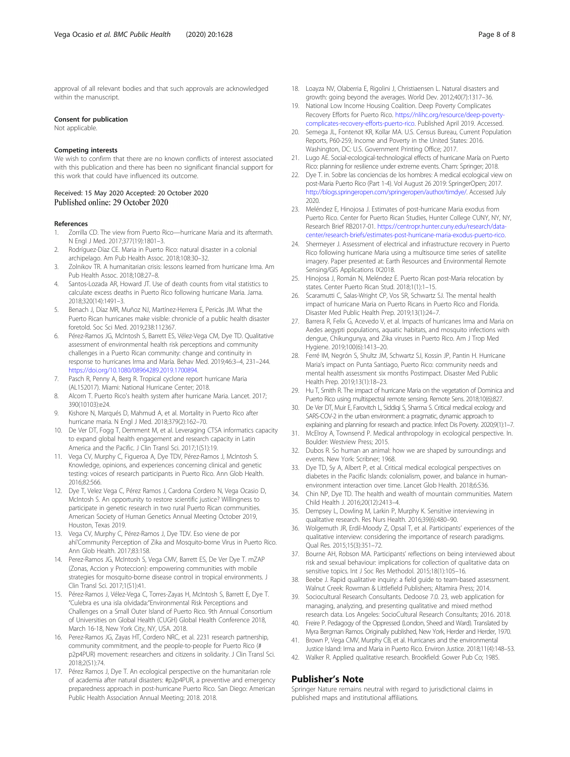approval of all relevant bodies and that such approvals are acknowledged within the manuscript.

#### Consent for publication

Not applicable.

#### Competing interests

We wish to confirm that there are no known conflicts of interest associated with this publication and there has been no significant financial support for this work that could have influenced its outcome.

Received: 15 May 2020 Accepted: 20 October 2020
Published online: 29 October 2020

#### References

1. Zorrilla CD. The view from Puerto Rico—hurricane Maria and its aftermath. N Engl J Med. 2017;377(19):1801–3.
2. Rodríguez-Díaz CE. Maria in Puerto Rico: natural disaster in a colonial archipelago. Am Pub Health Assoc. 2018;108:30–32.
3. Zolnikov TR. A humanitarian crisis: lessons learned from hurricane Irma. Am Pub Health Assoc. 2018;108:27–8.
4. Santos-Lozada AR, Howard JT. Use of death counts from vital statistics to calculate excess deaths in Puerto Rico following hurricane Maria. Jama. 2018;320(14):1491–3.
5. Benach J, Díaz MR, Muñoz NJ, Martínez-Herrera E, Pericàs JM. What the Puerto Rican hurricanes make visible: chronicle of a public health disaster foretold. Soc Sci Med. 2019;238:112367.
6. Pérez-Ramos JG, McIntosh S, Barrett ES, Vélez-Vega CM, Dye TD. Qualitative assessment of environmental health risk perceptions and community challenges in a Puerto Rican community: change and continuity in response to hurricanes Irma and María. Behav Med. 2019;46:3–4, 231–244. https://doi.org/10.1080/08964289.2019.1700894.
7. Pasch R, Penny A, Berg R. Tropical cyclone report hurricane Maria (AL152017). Miami: National Hurricane Center; 2018.
8. Alcorn T. Puerto Rico's health system after hurricane Maria. Lancet. 2017; 390(10103):e24.
9. Kishore N, Marqués D, Mahmud A, et al. Mortality in Puerto Rico after hurricane maria. N Engl J Med. 2018;379(2):162–70.
10. De Ver DT, Fogg T, Demment M, et al. Leveraging CTSA informatics capacity to expand global health engagement and research capacity in Latin America and the Pacific. J Clin Transl Sci. 2017;1(S1):19.
11. Vega CV, Murphy C, Figueroa A, Dye TDV, Pérez-Ramos J, McIntosh S. Knowledge, opinions, and experiences concerning clinical and genetic testing: voices of research participants in Puerto Rico. Ann Glob Health. 2016;82:566.
12. Dye T, Velez Vega C, Pérez Ramos J, Cardona Cordero N, Vega Ocasio D, McIntosh S. An opportunity to restore scientific justice? Willingness to participate in genetic research in two rural Puerto Rican communities. American Society of Human Genetics Annual Meeting October 2019, Houston, Texas 2019.
13. Vega CV, Murphy C, Pérez-Ramos J, Dye TDV. Eso viene de por ahí'Community Perception of Zika and Mosquito-borne Virus in Puerto Rico. Ann Glob Health. 2017;83:158.
14. Perez-Ramos JG, McIntosh S, Vega CMV, Barrett ES, De Ver Dye T. mZAP (Zonas, Accion y Proteccion): empowering communities with mobile strategies for mosquito-borne disease control in tropical environments. J Clin Transl Sci. 2017;1(S1):41.
15. Pérez-Ramos J, Vélez-Vega C, Torres-Zayas H, McIntosh S, Barrett E, Dye T. "Culebra es una isla olvidada:"Environmental Risk Perceptions and Challenges on a Small Outer Island of Puerto Rico. 9th Annual Consortium of Universities on Global Health (CUGH) Global Health Conference 2018, March 16-18, New York City, NY, USA. 2018.
16. Perez-Ramos JG, Zayas HT, Cordero NRC, et al. 2231 research partnership, community commitment, and the people-to-people for Puerto Rico (# p2p4PUR) movement: researchers and citizens in solidarity. J Clin Transl Sci. 2018;2(S1):74.
17. Pérez Ramos J, Dye T. An ecological perspective on the humanitarian role of academia after natural disasters: #p2p4PUR, a preventive and emergency preparedness approach in post-hurricane Puerto Rico. San Diego: American Public Health Association Annual Meeting; 2018. 2018.
18. Loayza NV, Olaberria E, Rigolini J, Christiaensen L. Natural disasters and growth: going beyond the averages. World Dev. 2012;40(7):1317–36.
19. National Low Income Housing Coalition. Deep Poverty Complicates Recovery Efforts for Puerto Rico. https://nlihc.org/resource/deep-poverty-complicates-recovery-efforts-puerto-rico. Published April 2019. Accessed.
20. Semega JL, Fontenot KR, Kollar MA. U.S. Census Bureau, Current Population Reports, P60-259, Income and Poverty in the United States: 2016. Washington, DC: U.S. Government Printing Office; 2017.
21. Lugo AE. Social-ecological-technological effects of hurricane María on Puerto Rico: planning for resilience under extreme events. Cham: Springer; 2018.
22. Dye T. in. Sobre las conciencias de los hombres: A medical ecological view on post-Maria Puerto Rico (Part 1-4). Vol August 26 2019: SpringerOpen; 2017. http://blogs.springeropen.com/springeropen/author/timdye/. Accessed July 2020.
23. Meléndez E, Hinojosa J. Estimates of post-hurricane Maria exodus from Puerto Rico. Center for Puerto Rican Studies, Hunter College CUNY, NY, NY, Research Brief RB2017-01. https://centropr.hunter.cuny.edu/research/data-center/research-briefs/estimates-post-hurricane-maria-exodus-puerto-rico.
24. Shermeyer J. Assessment of electrical and infrastructure recovery in Puerto Rico following hurricane Maria using a multisource time series of satellite imagery. Paper presented at: Earth Resources and Environmental Remote Sensing/GIS Applications IX2018.
25. Hinojosa J, Román N, Meléndez E. Puerto Rican post-Maria relocation by states. Center Puerto Rican Stud. 2018;1(1):1–15.
26. Scaramutti C, Salas-Wright CP, Vos SR, Schwartz SJ. The mental health impact of hurricane Maria on Puerto Ricans in Puerto Rico and Florida. Disaster Med Public Health Prep. 2019;13(1):24–7.
27. Barrera R, Felix G, Acevedo V, et al. Impacts of hurricanes Irma and Maria on Aedes aegypti populations, aquatic habitats, and mosquito infections with dengue, Chikungunya, and Zika viruses in Puerto Rico. Am J Trop Med Hygiene. 2019;100(6):1413–20.
28. Ferré IM, Negrón S, Shultz JM, Schwartz SJ, Kossin JP, Pantin H. Hurricane Maria's impact on Punta Santiago, Puerto Rico: community needs and mental health assessment six months Postimpact. Disaster Med Public Health Prep. 2019;13(1):18–23.
29. Hu T, Smith R. The impact of hurricane Maria on the vegetation of Dominica and Puerto Rico using multispectral remote sensing. Remote Sens. 2018;10(6):827.
30. De Ver DT, Muir E, Farovitch L, Siddiqi S, Sharma S. Critical medical ecology and SARS-COV-2 in the urban environment: a pragmatic, dynamic approach to explaining and planning for research and practice. Infect Dis Poverty. 2020;9(1):1–7.
31. McElroy A, Townsend P. Medical anthropology in ecological perspective. In. Boulder: Westview Press; 2015.
32. Dubos R. So human an animal: how we are shaped by surroundings and events. New York: Scribner; 1968.
33. Dye TD, Sy A, Albert P, et al. Critical medical ecological perspectives on diabetes in the Pacific Islands: colonialism, power, and balance in human-environment interaction over time. Lancet Glob Health. 2018;6:S36.
34. Chin NP, Dye TD. The health and wealth of mountain communities. Matern Child Health J. 2016;20(12):2413–4.
35. Dempsey L, Dowling M, Larkin P, Murphy K. Sensitive interviewing in qualitative research. Res Nurs Health. 2016;39(6):480–90.
36. Wolgemuth JR, Erdil-Moody Z, Opsal T, et al. Participants' experiences of the qualitative interview: considering the importance of research paradigms. Qual Res. 2015;15(3):351–72.
37. Bourne AH, Robson MA. Participants' reflections on being interviewed about risk and sexual behaviour: implications for collection of qualitative data on sensitive topics. Int J Soc Res Methodol. 2015;18(1):105–16.
38. Beebe J. Rapid qualitative inquiry: a field guide to team-based assessment. Walnut Creek: Rowman & Littlefield Publishers; Altamira Press; 2014.
39. Sociocultural Research Consultants. Dedoose 7.0. 23, web application for managing, analyzing, and presenting qualitative and mixed method research data. Los Angeles: SocioCultural Research Consultants; 2016. 2018.
40. Freire P. Pedagogy of the Oppressed (London, Sheed and Ward). Translated by Myra Bergman Ramos. Originally published, New York, Herder and Herder, 1970.
41. Brown P, Vega CMV, Murphy CB, et al. Hurricanes and the environmental Justice Island: Irma and Maria in Puerto Rico. Environ Justice. 2018;11(4):148–53.
42. Walker R. Applied qualitative research. Brookfield: Gower Pub Co; 1985.

## Publisher's Note

Springer Nature remains neutral with regard to jurisdictional claims in published maps and institutional affiliations.